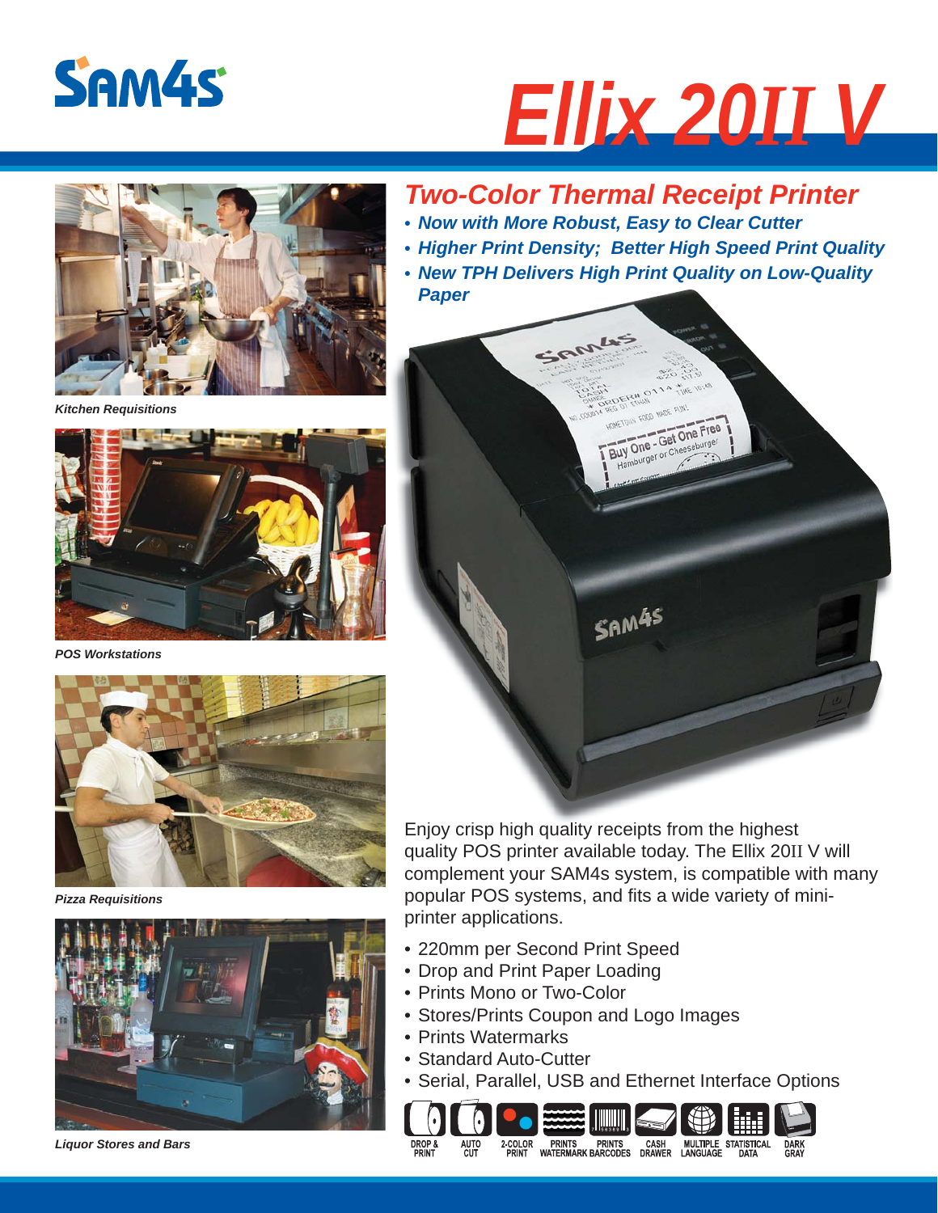# Ellix 20II V

## Two-Color Thermal Receipt Printer

- ***Now with More Robust, Easy to Clear Cutter***
- ***Higher Print Density; Better High Speed Print Quality***
- ***New TPH Delivers High Print Quality on Low-Quality Paper***

***Kitchen Requisitions***

***POS Workstations***

***Pizza Requisitions***

***Liquor Stores and Bars***

Enjoy crisp high quality receipts from the highest quality POS printer available today. The Ellix 20II V will complement your SAM4s system, is compatible with many popular POS systems, and fits a wide variety of mini-printer applications.

- 220mm per Second Print Speed
- Drop and Print Paper Loading
- Prints Mono or Two-Color
- Stores/Prints Coupon and Logo Images
- Prints Watermarks
- Standard Auto-Cutter
- Serial, Parallel, USB and Ethernet Interface Options

DROP & PRINT | AUTO CUT | 2-COLOR PRINT | PRINTS WATERMARK | PRINTS BARCODES | CASH DRAWER | MULTIPLE LANGUAGE | STATISTICAL DATA | DARK GRAY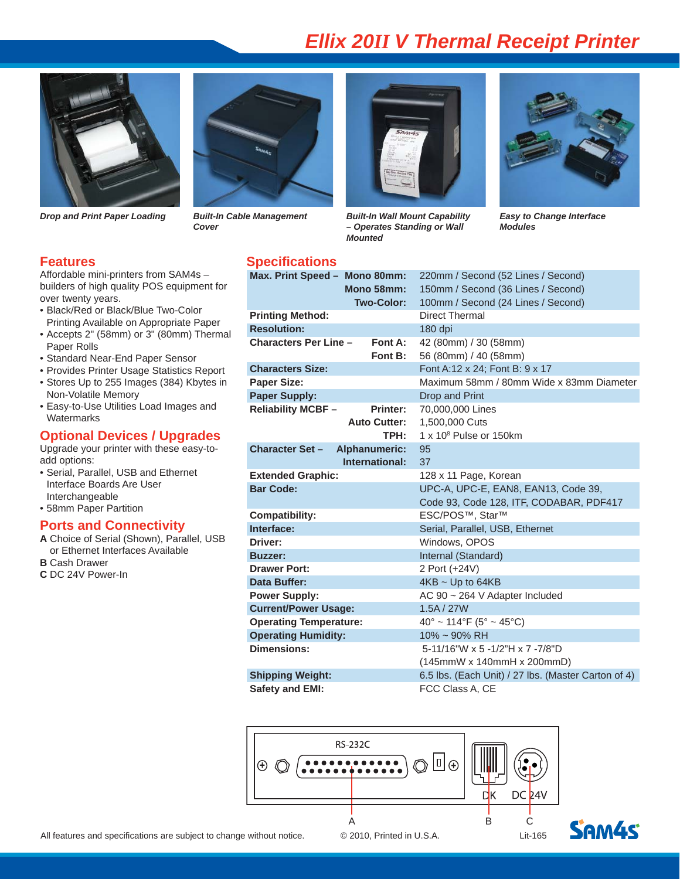# Ellix 20II V Thermal Receipt Printer

*Drop and Print Paper Loading*

*Built-In Cable Management Cover*

*Built-In Wall Mount Capability – Operates Standing or Wall Mounted*

*Easy to Change Interface Modules*

## Features

Affordable mini-printers from SAM4s – builders of high quality POS equipment for over twenty years.

- Black/Red or Black/Blue Two-Color Printing Available on Appropriate Paper
- Accepts 2" (58mm) or 3" (80mm) Thermal Paper Rolls
- Standard Near-End Paper Sensor
- Provides Printer Usage Statistics Report
- Stores Up to 255 Images (384) Kbytes in Non-Volatile Memory
- Easy-to-Use Utilities Load Images and Watermarks

## Optional Devices / Upgrades

Upgrade your printer with these easy-to-add options:

- Serial, Parallel, USB and Ethernet Interface Boards Are User Interchangeable
- 58mm Paper Partition

## Ports and Connectivity

**A** Choice of Serial (Shown), Parallel, USB or Ethernet Interfaces Available
**B** Cash Drawer
**C** DC 24V Power-In

## Specifications

| | | |
|---|---|---|
| **Max. Print Speed –** | **Mono 80mm:** | 220mm / Second (52 Lines / Second) |
| | **Mono 58mm:** | 150mm / Second (36 Lines / Second) |
| | **Two-Color:** | 100mm / Second (24 Lines / Second) |
| **Printing Method:** | | Direct Thermal |
| **Resolution:** | | 180 dpi |
| **Characters Per Line –** | **Font A:** | 42 (80mm) / 30 (58mm) |
| | **Font B:** | 56 (80mm) / 40 (58mm) |
| **Characters Size:** | | Font A:12 x 24; Font B: 9 x 17 |
| **Paper Size:** | | Maximum 58mm / 80mm Wide x 83mm Diameter |
| **Paper Supply:** | | Drop and Print |
| **Reliability MCBF –** | **Printer:** | 70,000,000 Lines |
| | **Auto Cutter:** | 1,500,000 Cuts |
| | **TPH:** | 1 x $10^8$ Pulse or 150km |
| **Character Set –** | **Alphanumeric:** | 95 |
| | **International:** | 37 |
| **Extended Graphic:** | | 128 x 11 Page, Korean |
| **Bar Code:** | | UPC-A, UPC-E, EAN8, EAN13, Code 39, Code 93, Code 128, ITF, CODABAR, PDF417 |
| **Compatibility:** | | ESC/POS™, Star™ |
| **Interface:** | | Serial, Parallel, USB, Ethernet |
| **Driver:** | | Windows, OPOS |
| **Buzzer:** | | Internal (Standard) |
| **Drawer Port:** | | 2 Port (+24V) |
| **Data Buffer:** | | 4KB ~ Up to 64KB |
| **Power Supply:** | | AC 90 ~ 264 V Adapter Included |
| **Current/Power Usage:** | | 1.5A / 27W |
| **Operating Temperature:** | | 40° ~ 114°F (5° ~ 45°C) |
| **Operating Humidity:** | | 10% ~ 90% RH |
| **Dimensions:** | | 5-11/16"W x 5 -1/2"H x 7 -7/8"D (145mmW x 140mmH x 200mmD) |
| **Shipping Weight:** | | 6.5 lbs. (Each Unit) / 27 lbs. (Master Carton of 4) |
| **Safety and EMI:** | | FCC Class A, CE |

RS-232C

DK

DC 24V

A

B

C

All features and specifications are subject to change without notice.

© 2010, Printed in U.S.A.

Lit-165

SAM4s